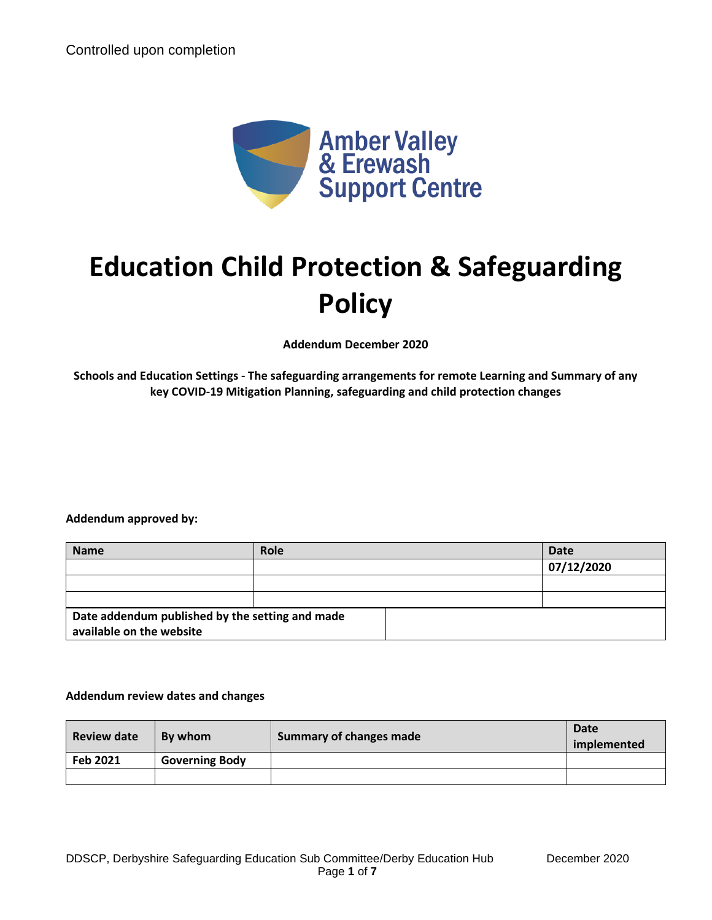Controlled upon completion

Amber Valley & Erewash Support Centre

# Education Child Protection & Safeguarding Policy

**Addendum December 2020**

**Schools and Education Settings - The safeguarding arrangements for remote Learning and Summary of any key COVID-19 Mitigation Planning, safeguarding and child protection changes**

**Addendum approved by:**

| Name | Role | Date |
|---|---|---|
| | | 07/12/2020 |
| | | |
| | | |

| Date addendum published by the setting and made available on the website | |
|---|---|

**Addendum review dates and changes**

| Review date | By whom | Summary of changes made | Date implemented |
|---|---|---|---|
| Feb 2021 | Governing Body | | |
| | | | |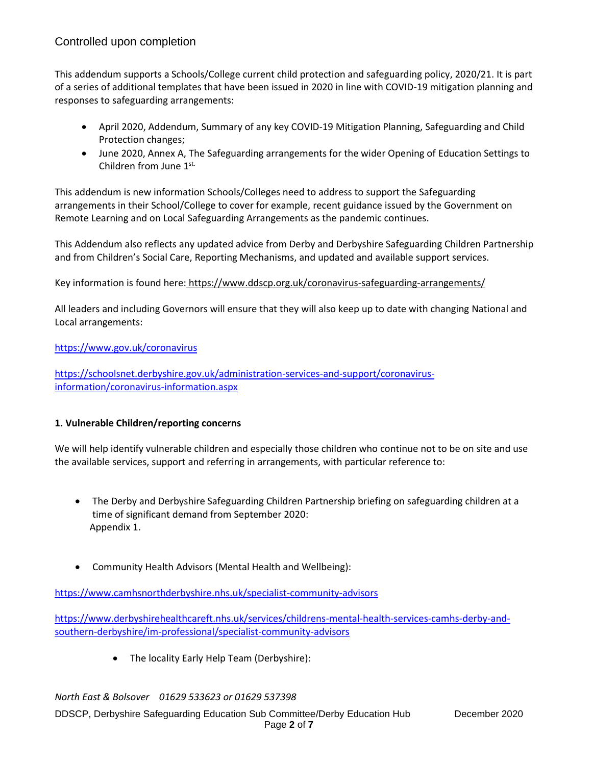Controlled upon completion

This addendum supports a Schools/College current child protection and safeguarding policy, 2020/21. It is part of a series of additional templates that have been issued in 2020 in line with COVID-19 mitigation planning and responses to safeguarding arrangements:

- April 2020, Addendum, Summary of any key COVID-19 Mitigation Planning, Safeguarding and Child Protection changes;
- June 2020, Annex A, The Safeguarding arrangements for the wider Opening of Education Settings to Children from June 1st.

This addendum is new information Schools/Colleges need to address to support the Safeguarding arrangements in their School/College to cover for example, recent guidance issued by the Government on Remote Learning and on Local Safeguarding Arrangements as the pandemic continues.

This Addendum also reflects any updated advice from Derby and Derbyshire Safeguarding Children Partnership and from Children's Social Care, Reporting Mechanisms, and updated and available support services.

Key information is found here: https://www.ddscp.org.uk/coronavirus-safeguarding-arrangements/

All leaders and including Governors will ensure that they will also keep up to date with changing National and Local arrangements:

https://www.gov.uk/coronavirus

https://schoolsnet.derbyshire.gov.uk/administration-services-and-support/coronavirus-information/coronavirus-information.aspx

**1. Vulnerable Children/reporting concerns**

We will help identify vulnerable children and especially those children who continue not to be on site and use the available services, support and referring in arrangements, with particular reference to:

- The Derby and Derbyshire Safeguarding Children Partnership briefing on safeguarding children at a time of significant demand from September 2020: Appendix 1.

- Community Health Advisors (Mental Health and Wellbeing):

https://www.camhsnorthderbyshire.nhs.uk/specialist-community-advisors

https://www.derbyshirehealthcareft.nhs.uk/services/childrens-mental-health-services-camhs-derby-and-southern-derbyshire/im-professional/specialist-community-advisors

- The locality Early Help Team (Derbyshire):

*North East & Bolsover 01629 533623 or 01629 537398*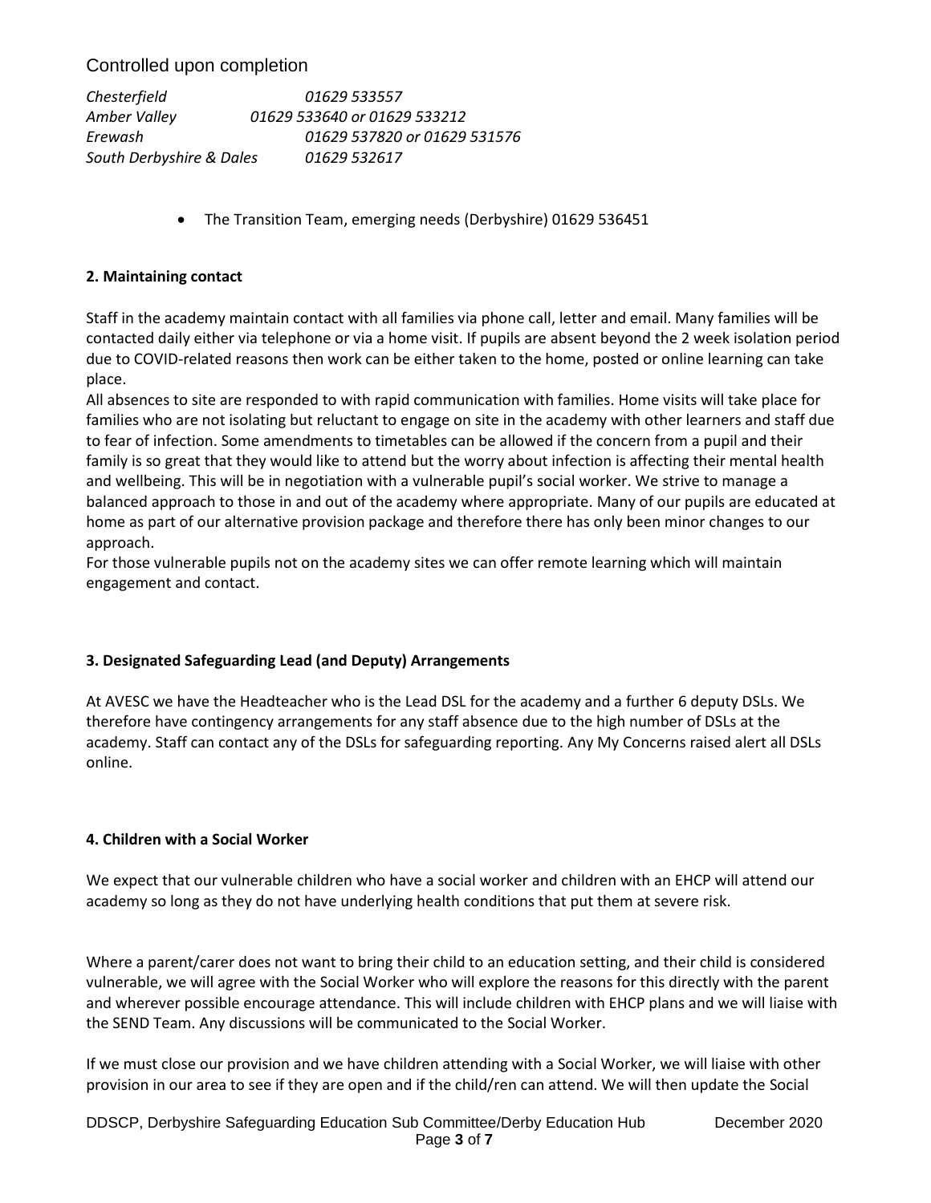*Chesterfield 01629 533557*
*Amber Valley 01629 533640 or 01629 533212*
*Erewash 01629 537820 or 01629 531576*
*South Derbyshire & Dales 01629 532617*

- The Transition Team, emerging needs (Derbyshire) 01629 536451

**2. Maintaining contact**

Staff in the academy maintain contact with all families via phone call, letter and email. Many families will be contacted daily either via telephone or via a home visit. If pupils are absent beyond the 2 week isolation period due to COVID-related reasons then work can be either taken to the home, posted or online learning can take place.
All absences to site are responded to with rapid communication with families. Home visits will take place for families who are not isolating but reluctant to engage on site in the academy with other learners and staff due to fear of infection. Some amendments to timetables can be allowed if the concern from a pupil and their family is so great that they would like to attend but the worry about infection is affecting their mental health and wellbeing. This will be in negotiation with a vulnerable pupil's social worker. We strive to manage a balanced approach to those in and out of the academy where appropriate. Many of our pupils are educated at home as part of our alternative provision package and therefore there has only been minor changes to our approach.
For those vulnerable pupils not on the academy sites we can offer remote learning which will maintain engagement and contact.

**3. Designated Safeguarding Lead (and Deputy) Arrangements**

At AVESC we have the Headteacher who is the Lead DSL for the academy and a further 6 deputy DSLs. We therefore have contingency arrangements for any staff absence due to the high number of DSLs at the academy. Staff can contact any of the DSLs for safeguarding reporting. Any My Concerns raised alert all DSLs online.

**4. Children with a Social Worker**

We expect that our vulnerable children who have a social worker and children with an EHCP will attend our academy so long as they do not have underlying health conditions that put them at severe risk.

Where a parent/carer does not want to bring their child to an education setting, and their child is considered vulnerable, we will agree with the Social Worker who will explore the reasons for this directly with the parent and wherever possible encourage attendance. This will include children with EHCP plans and we will liaise with the SEND Team. Any discussions will be communicated to the Social Worker.

If we must close our provision and we have children attending with a Social Worker, we will liaise with other provision in our area to see if they are open and if the child/ren can attend. We will then update the Social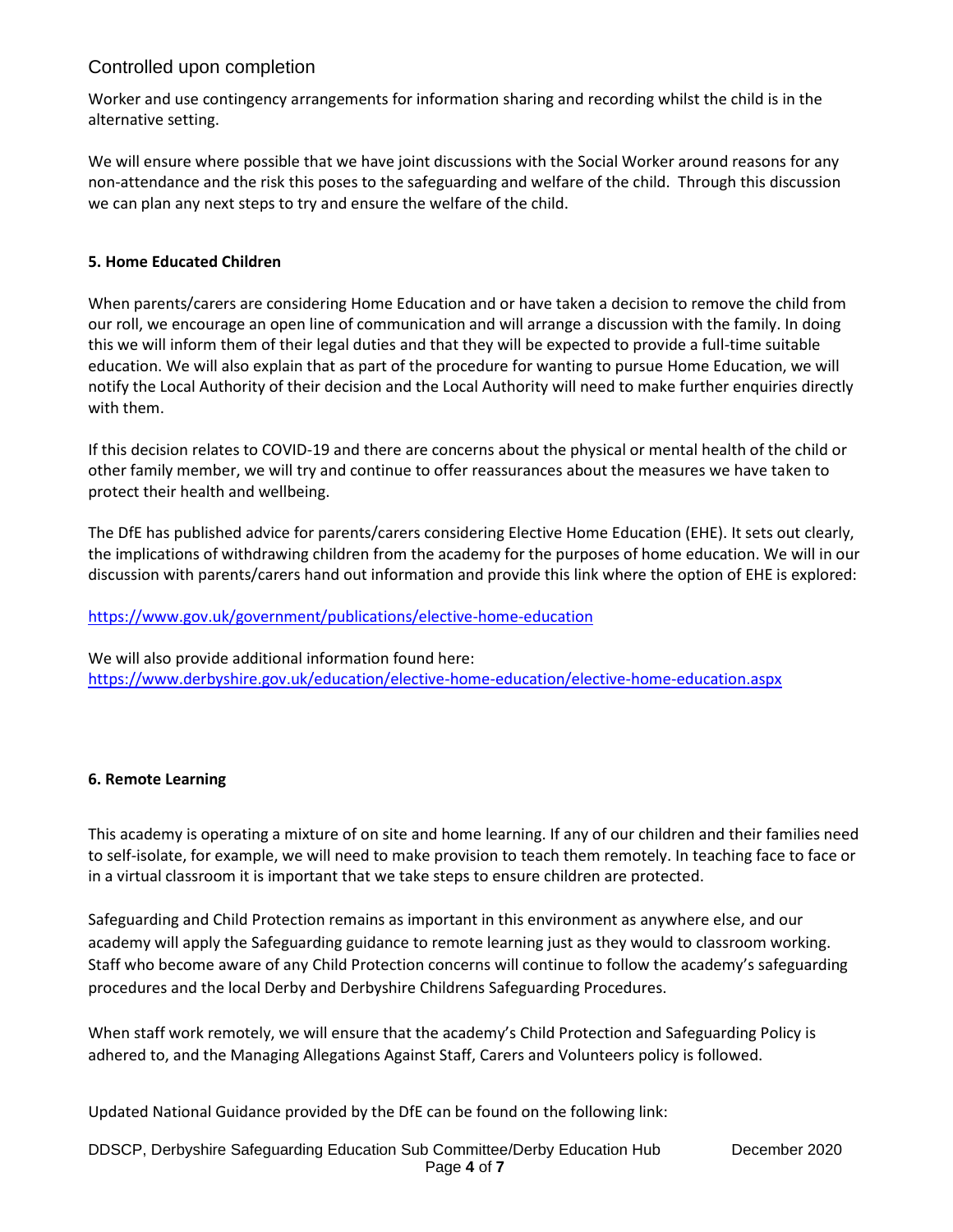Worker and use contingency arrangements for information sharing and recording whilst the child is in the alternative setting.

We will ensure where possible that we have joint discussions with the Social Worker around reasons for any non-attendance and the risk this poses to the safeguarding and welfare of the child. Through this discussion we can plan any next steps to try and ensure the welfare of the child.

**5. Home Educated Children**

When parents/carers are considering Home Education and or have taken a decision to remove the child from our roll, we encourage an open line of communication and will arrange a discussion with the family. In doing this we will inform them of their legal duties and that they will be expected to provide a full-time suitable education. We will also explain that as part of the procedure for wanting to pursue Home Education, we will notify the Local Authority of their decision and the Local Authority will need to make further enquiries directly with them.

If this decision relates to COVID-19 and there are concerns about the physical or mental health of the child or other family member, we will try and continue to offer reassurances about the measures we have taken to protect their health and wellbeing.

The DfE has published advice for parents/carers considering Elective Home Education (EHE). It sets out clearly, the implications of withdrawing children from the academy for the purposes of home education. We will in our discussion with parents/carers hand out information and provide this link where the option of EHE is explored:

https://www.gov.uk/government/publications/elective-home-education

We will also provide additional information found here:
https://www.derbyshire.gov.uk/education/elective-home-education/elective-home-education.aspx

**6. Remote Learning**

This academy is operating a mixture of on site and home learning. If any of our children and their families need to self-isolate, for example, we will need to make provision to teach them remotely. In teaching face to face or in a virtual classroom it is important that we take steps to ensure children are protected.

Safeguarding and Child Protection remains as important in this environment as anywhere else, and our academy will apply the Safeguarding guidance to remote learning just as they would to classroom working. Staff who become aware of any Child Protection concerns will continue to follow the academy's safeguarding procedures and the local Derby and Derbyshire Childrens Safeguarding Procedures.

When staff work remotely, we will ensure that the academy's Child Protection and Safeguarding Policy is adhered to, and the Managing Allegations Against Staff, Carers and Volunteers policy is followed.

Updated National Guidance provided by the DfE can be found on the following link: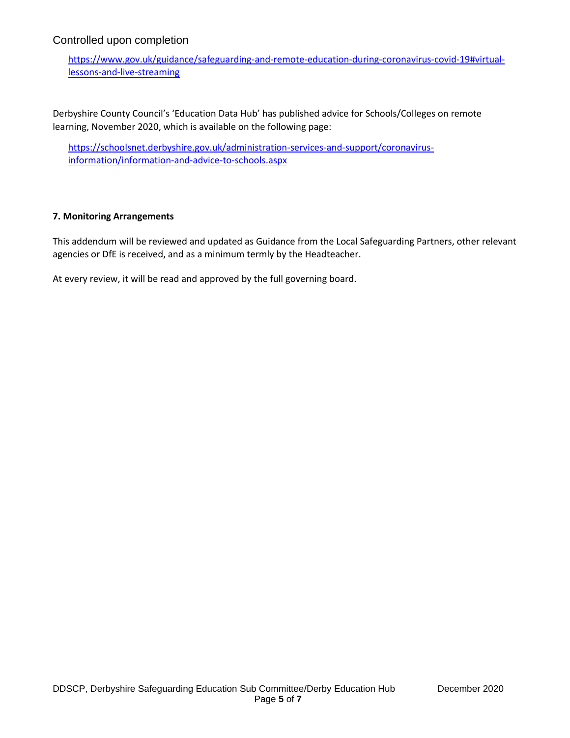https://www.gov.uk/guidance/safeguarding-and-remote-education-during-coronavirus-covid-19#virtual-lessons-and-live-streaming

Derbyshire County Council's 'Education Data Hub' has published advice for Schools/Colleges on remote learning, November 2020, which is available on the following page:

https://schoolsnet.derbyshire.gov.uk/administration-services-and-support/coronavirus-information/information-and-advice-to-schools.aspx

**7. Monitoring Arrangements**

This addendum will be reviewed and updated as Guidance from the Local Safeguarding Partners, other relevant agencies or DfE is received, and as a minimum termly by the Headteacher.

At every review, it will be read and approved by the full governing board.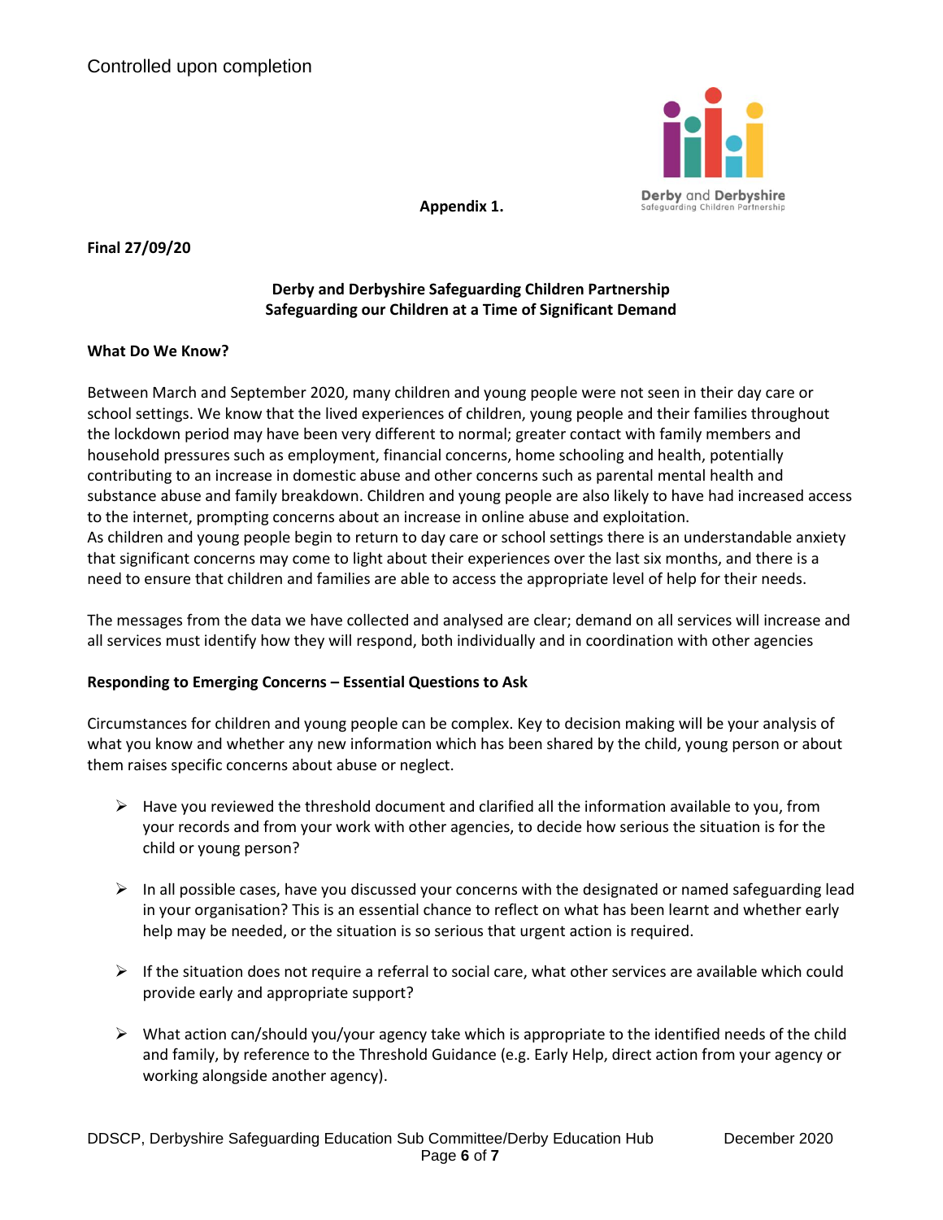Controlled upon completion

**Appendix 1.**

**Final 27/09/20**

**Derby and Derbyshire Safeguarding Children Partnership**
**Safeguarding our Children at a Time of Significant Demand**

**What Do We Know?**

Between March and September 2020, many children and young people were not seen in their day care or school settings. We know that the lived experiences of children, young people and their families throughout the lockdown period may have been very different to normal; greater contact with family members and household pressures such as employment, financial concerns, home schooling and health, potentially contributing to an increase in domestic abuse and other concerns such as parental mental health and substance abuse and family breakdown. Children and young people are also likely to have had increased access to the internet, prompting concerns about an increase in online abuse and exploitation.
As children and young people begin to return to day care or school settings there is an understandable anxiety that significant concerns may come to light about their experiences over the last six months, and there is a need to ensure that children and families are able to access the appropriate level of help for their needs.

The messages from the data we have collected and analysed are clear; demand on all services will increase and all services must identify how they will respond, both individually and in coordination with other agencies

**Responding to Emerging Concerns – Essential Questions to Ask**

Circumstances for children and young people can be complex. Key to decision making will be your analysis of what you know and whether any new information which has been shared by the child, young person or about them raises specific concerns about abuse or neglect.

- Have you reviewed the threshold document and clarified all the information available to you, from your records and from your work with other agencies, to decide how serious the situation is for the child or young person?

- In all possible cases, have you discussed your concerns with the designated or named safeguarding lead in your organisation? This is an essential chance to reflect on what has been learnt and whether early help may be needed, or the situation is so serious that urgent action is required.

- If the situation does not require a referral to social care, what other services are available which could provide early and appropriate support?

- What action can/should you/your agency take which is appropriate to the identified needs of the child and family, by reference to the Threshold Guidance (e.g. Early Help, direct action from your agency or working alongside another agency).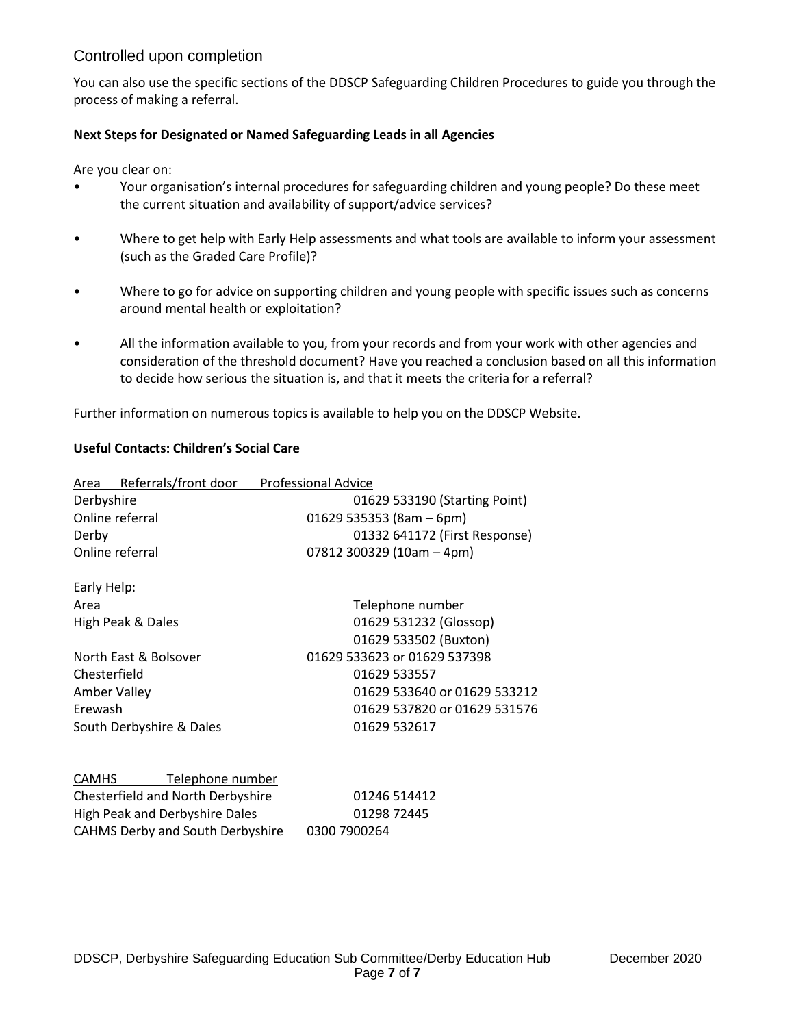## Controlled upon completion

You can also use the specific sections of the DDSCP Safeguarding Children Procedures to guide you through the process of making a referral.

**Next Steps for Designated or Named Safeguarding Leads in all Agencies**

Are you clear on:

- Your organisation's internal procedures for safeguarding children and young people? Do these meet the current situation and availability of support/advice services?
- Where to get help with Early Help assessments and what tools are available to inform your assessment (such as the Graded Care Profile)?
- Where to go for advice on supporting children and young people with specific issues such as concerns around mental health or exploitation?
- All the information available to you, from your records and from your work with other agencies and consideration of the threshold document? Have you reached a conclusion based on all this information to decide how serious the situation is, and that it meets the criteria for a referral?

Further information on numerous topics is available to help you on the DDSCP Website.

**Useful Contacts: Children's Social Care**

| Area | Referrals/front door | Professional Advice |
|---|---|---|
| Derbyshire | | 01629 533190 (Starting Point) |
| Online referral | | 01629 535353 (8am – 6pm) |
| Derby | | 01332 641172 (First Response) |
| Online referral | | 07812 300329 (10am – 4pm) |

Early Help:

| Area | Telephone number |
|---|---|
| High Peak & Dales | 01629 531232 (Glossop) |
| | 01629 533502 (Buxton) |
| North East & Bolsover | 01629 533623 or 01629 537398 |
| Chesterfield | 01629 533557 |
| Amber Valley | 01629 533640 or 01629 533212 |
| Erewash | 01629 537820 or 01629 531576 |
| South Derbyshire & Dales | 01629 532617 |

| CAMHS | Telephone number |
|---|---|
| Chesterfield and North Derbyshire | 01246 514412 |
| High Peak and Derbyshire Dales | 01298 72445 |
| CAHMS Derby and South Derbyshire | 0300 7900264 |

DDSCP, Derbyshire Safeguarding Education Sub Committee/Derby Education Hub December 2020